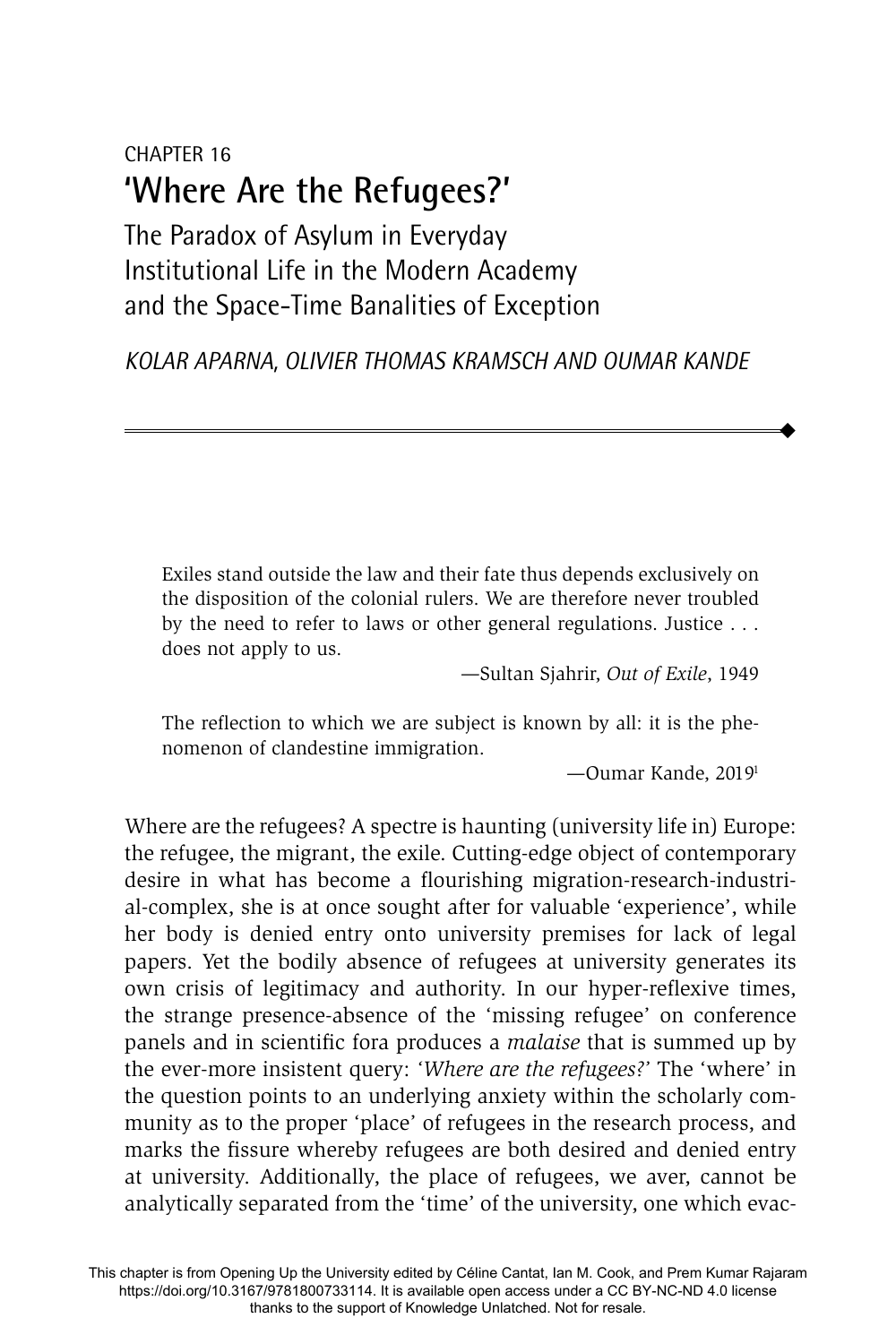CHAPTER 16

# 'Where Are the Refugees?'

## The Paradox of Asylum in Everyday Institutional Life in the Modern Academy and the Space-Time Banalities of Exception

*KOLAR APARNA, OLIVIER THOMAS KRAMSCH AND OUMAR KANDE*

> Exiles stand outside the law and their fate thus depends exclusively on the disposition of the colonial rulers. We are therefore never troubled by the need to refer to laws or other general regulations. Justice . . . does not apply to us.
>
> —Sultan Sjahrir, *Out of Exile*, 1949

> The reflection to which we are subject is known by all: it is the phenomenon of clandestine immigration.
>
> —Oumar Kande, 2019[1]

Where are the refugees? A spectre is haunting (university life in) Europe: the refugee, the migrant, the exile. Cutting-edge object of contemporary desire in what has become a flourishing migration-research-industrial-complex, she is at once sought after for valuable 'experience', while her body is denied entry onto university premises for lack of legal papers. Yet the bodily absence of refugees at university generates its own crisis of legitimacy and authority. In our hyper-reflexive times, the strange presence-absence of the 'missing refugee' on conference panels and in scientific fora produces a *malaise* that is summed up by the ever-more insistent query: *'Where are the refugees?'* The 'where' in the question points to an underlying anxiety within the scholarly community as to the proper 'place' of refugees in the research process, and marks the fissure whereby refugees are both desired and denied entry at university. Additionally, the place of refugees, we aver, cannot be analytically separated from the 'time' of the university, one which evac-

This chapter is from Opening Up the University edited by Céline Cantat, Ian M. Cook, and Prem Kumar Rajaram https://doi.org/10.3167/9781800733114. It is available open access under a CC BY-NC-ND 4.0 license thanks to the support of Knowledge Unlatched. Not for resale.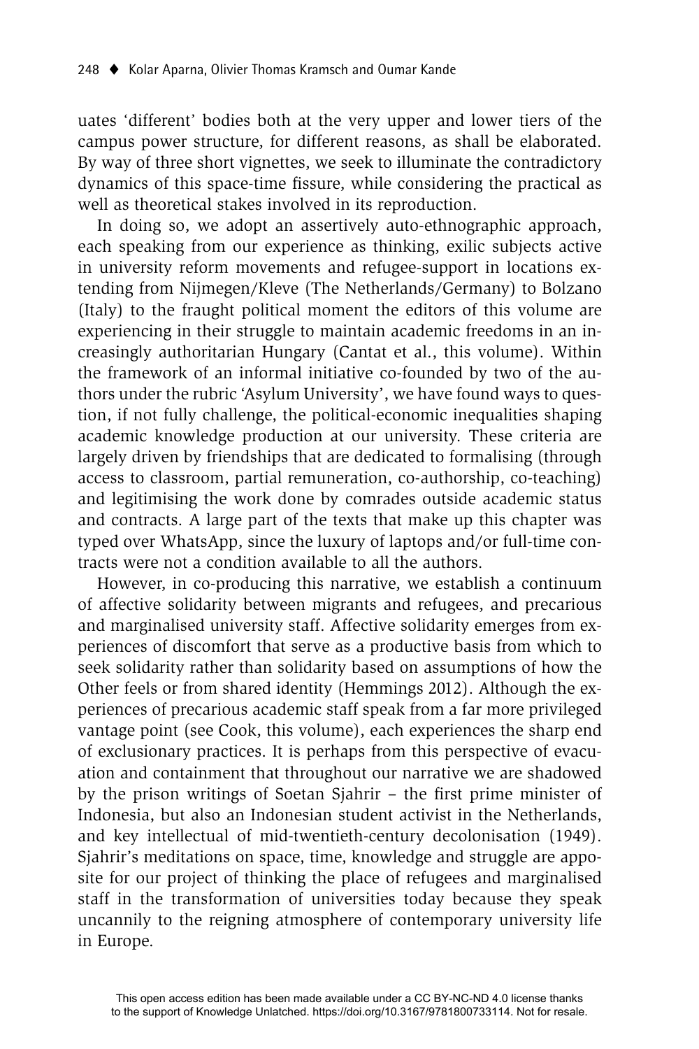uates 'different' bodies both at the very upper and lower tiers of the campus power structure, for different reasons, as shall be elaborated. By way of three short vignettes, we seek to illuminate the contradictory dynamics of this space-time fissure, while considering the practical as well as theoretical stakes involved in its reproduction.

In doing so, we adopt an assertively auto-ethnographic approach, each speaking from our experience as thinking, exilic subjects active in university reform movements and refugee-support in locations extending from Nijmegen/Kleve (The Netherlands/Germany) to Bolzano (Italy) to the fraught political moment the editors of this volume are experiencing in their struggle to maintain academic freedoms in an increasingly authoritarian Hungary (Cantat et al., this volume). Within the framework of an informal initiative co-founded by two of the authors under the rubric 'Asylum University', we have found ways to question, if not fully challenge, the political-economic inequalities shaping academic knowledge production at our university. These criteria are largely driven by friendships that are dedicated to formalising (through access to classroom, partial remuneration, co-authorship, co-teaching) and legitimising the work done by comrades outside academic status and contracts. A large part of the texts that make up this chapter was typed over WhatsApp, since the luxury of laptops and/or full-time contracts were not a condition available to all the authors.

However, in co-producing this narrative, we establish a continuum of affective solidarity between migrants and refugees, and precarious and marginalised university staff. Affective solidarity emerges from experiences of discomfort that serve as a productive basis from which to seek solidarity rather than solidarity based on assumptions of how the Other feels or from shared identity (Hemmings 2012). Although the experiences of precarious academic staff speak from a far more privileged vantage point (see Cook, this volume), each experiences the sharp end of exclusionary practices. It is perhaps from this perspective of evacuation and containment that throughout our narrative we are shadowed by the prison writings of Soetan Sjahrir – the first prime minister of Indonesia, but also an Indonesian student activist in the Netherlands, and key intellectual of mid-twentieth-century decolonisation (1949). Sjahrir's meditations on space, time, knowledge and struggle are apposite for our project of thinking the place of refugees and marginalised staff in the transformation of universities today because they speak uncannily to the reigning atmosphere of contemporary university life in Europe.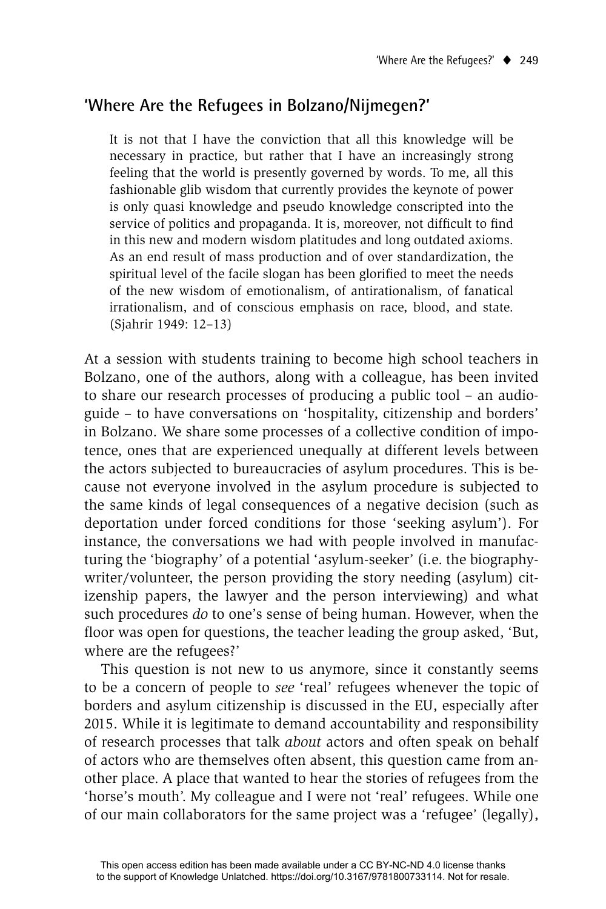## 'Where Are the Refugees in Bolzano/Nijmegen?'

> It is not that I have the conviction that all this knowledge will be necessary in practice, but rather that I have an increasingly strong feeling that the world is presently governed by words. To me, all this fashionable glib wisdom that currently provides the keynote of power is only quasi knowledge and pseudo knowledge conscripted into the service of politics and propaganda. It is, moreover, not difficult to find in this new and modern wisdom platitudes and long outdated axioms. As an end result of mass production and of over standardization, the spiritual level of the facile slogan has been glorified to meet the needs of the new wisdom of emotionalism, of antirationalism, of fanatical irrationalism, and of conscious emphasis on race, blood, and state. (Sjahrir 1949: 12–13)

At a session with students training to become high school teachers in Bolzano, one of the authors, along with a colleague, has been invited to share our research processes of producing a public tool – an audio-guide – to have conversations on 'hospitality, citizenship and borders' in Bolzano. We share some processes of a collective condition of impotence, ones that are experienced unequally at different levels between the actors subjected to bureaucracies of asylum procedures. This is because not everyone involved in the asylum procedure is subjected to the same kinds of legal consequences of a negative decision (such as deportation under forced conditions for those 'seeking asylum'). For instance, the conversations we had with people involved in manufacturing the 'biography' of a potential 'asylum-seeker' (i.e. the biography-writer/volunteer, the person providing the story needing (asylum) citizenship papers, the lawyer and the person interviewing) and what such procedures *do* to one's sense of being human. However, when the floor was open for questions, the teacher leading the group asked, 'But, where are the refugees?'

This question is not new to us anymore, since it constantly seems to be a concern of people to *see* 'real' refugees whenever the topic of borders and asylum citizenship is discussed in the EU, especially after 2015. While it is legitimate to demand accountability and responsibility of research processes that talk *about* actors and often speak on behalf of actors who are themselves often absent, this question came from another place. A place that wanted to hear the stories of refugees from the 'horse's mouth'. My colleague and I were not 'real' refugees. While one of our main collaborators for the same project was a 'refugee' (legally),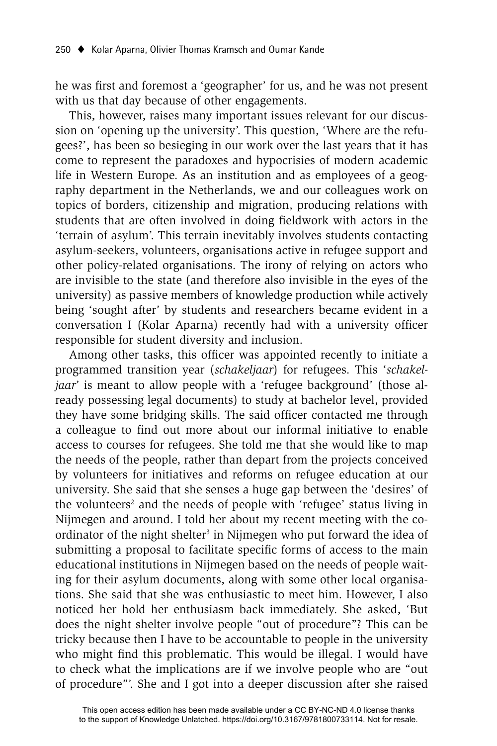he was first and foremost a 'geographer' for us, and he was not present with us that day because of other engagements.

This, however, raises many important issues relevant for our discussion on 'opening up the university'. This question, 'Where are the refugees?', has been so besieging in our work over the last years that it has come to represent the paradoxes and hypocrisies of modern academic life in Western Europe. As an institution and as employees of a geography department in the Netherlands, we and our colleagues work on topics of borders, citizenship and migration, producing relations with students that are often involved in doing fieldwork with actors in the 'terrain of asylum'. This terrain inevitably involves students contacting asylum-seekers, volunteers, organisations active in refugee support and other policy-related organisations. The irony of relying on actors who are invisible to the state (and therefore also invisible in the eyes of the university) as passive members of knowledge production while actively being 'sought after' by students and researchers became evident in a conversation I (Kolar Aparna) recently had with a university officer responsible for student diversity and inclusion.

Among other tasks, this officer was appointed recently to initiate a programmed transition year (*schakeljaar*) for refugees. This '*schakeljaar*' is meant to allow people with a 'refugee background' (those already possessing legal documents) to study at bachelor level, provided they have some bridging skills. The said officer contacted me through a colleague to find out more about our informal initiative to enable access to courses for refugees. She told me that she would like to map the needs of the people, rather than depart from the projects conceived by volunteers for initiatives and reforms on refugee education at our university. She said that she senses a huge gap between the 'desires' of the volunteers[2] and the needs of people with 'refugee' status living in Nijmegen and around. I told her about my recent meeting with the coordinator of the night shelter[3] in Nijmegen who put forward the idea of submitting a proposal to facilitate specific forms of access to the main educational institutions in Nijmegen based on the needs of people waiting for their asylum documents, along with some other local organisations. She said that she was enthusiastic to meet him. However, I also noticed her hold her enthusiasm back immediately. She asked, 'But does the night shelter involve people "out of procedure"? This can be tricky because then I have to be accountable to people in the university who might find this problematic. This would be illegal. I would have to check what the implications are if we involve people who are "out of procedure"'. She and I got into a deeper discussion after she raised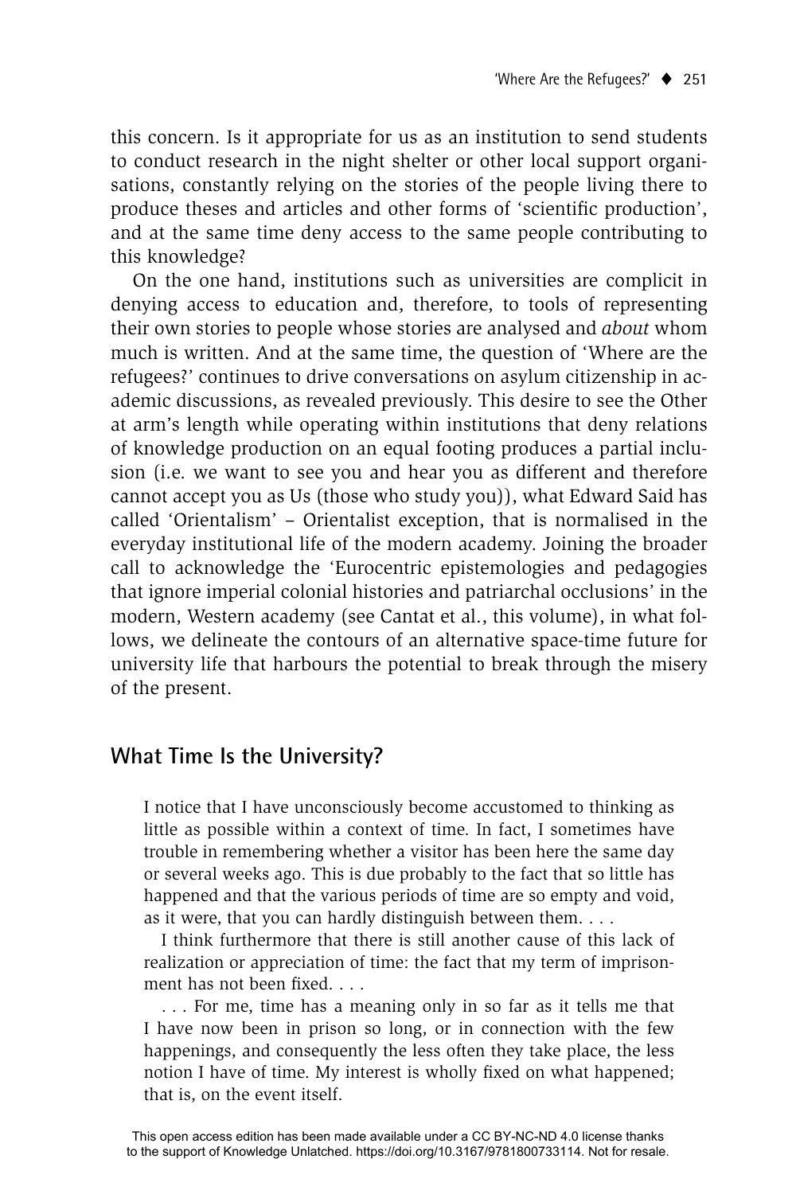this concern. Is it appropriate for us as an institution to send students to conduct research in the night shelter or other local support organisations, constantly relying on the stories of the people living there to produce theses and articles and other forms of 'scientific production', and at the same time deny access to the same people contributing to this knowledge?

On the one hand, institutions such as universities are complicit in denying access to education and, therefore, to tools of representing their own stories to people whose stories are analysed and *about* whom much is written. And at the same time, the question of 'Where are the refugees?' continues to drive conversations on asylum citizenship in academic discussions, as revealed previously. This desire to see the Other at arm's length while operating within institutions that deny relations of knowledge production on an equal footing produces a partial inclusion (i.e. we want to see you and hear you as different and therefore cannot accept you as Us (those who study you)), what Edward Said has called 'Orientalism' – Orientalist exception, that is normalised in the everyday institutional life of the modern academy. Joining the broader call to acknowledge the 'Eurocentric epistemologies and pedagogies that ignore imperial colonial histories and patriarchal occlusions' in the modern, Western academy (see Cantat et al., this volume), in what follows, we delineate the contours of an alternative space-time future for university life that harbours the potential to break through the misery of the present.

## What Time Is the University?

> I notice that I have unconsciously become accustomed to thinking as little as possible within a context of time. In fact, I sometimes have trouble in remembering whether a visitor has been here the same day or several weeks ago. This is due probably to the fact that so little has happened and that the various periods of time are so empty and void, as it were, that you can hardly distinguish between them. . . .
>
> I think furthermore that there is still another cause of this lack of realization or appreciation of time: the fact that my term of imprisonment has not been fixed. . . .
>
> . . . For me, time has a meaning only in so far as it tells me that I have now been in prison so long, or in connection with the few happenings, and consequently the less often they take place, the less notion I have of time. My interest is wholly fixed on what happened; that is, on the event itself.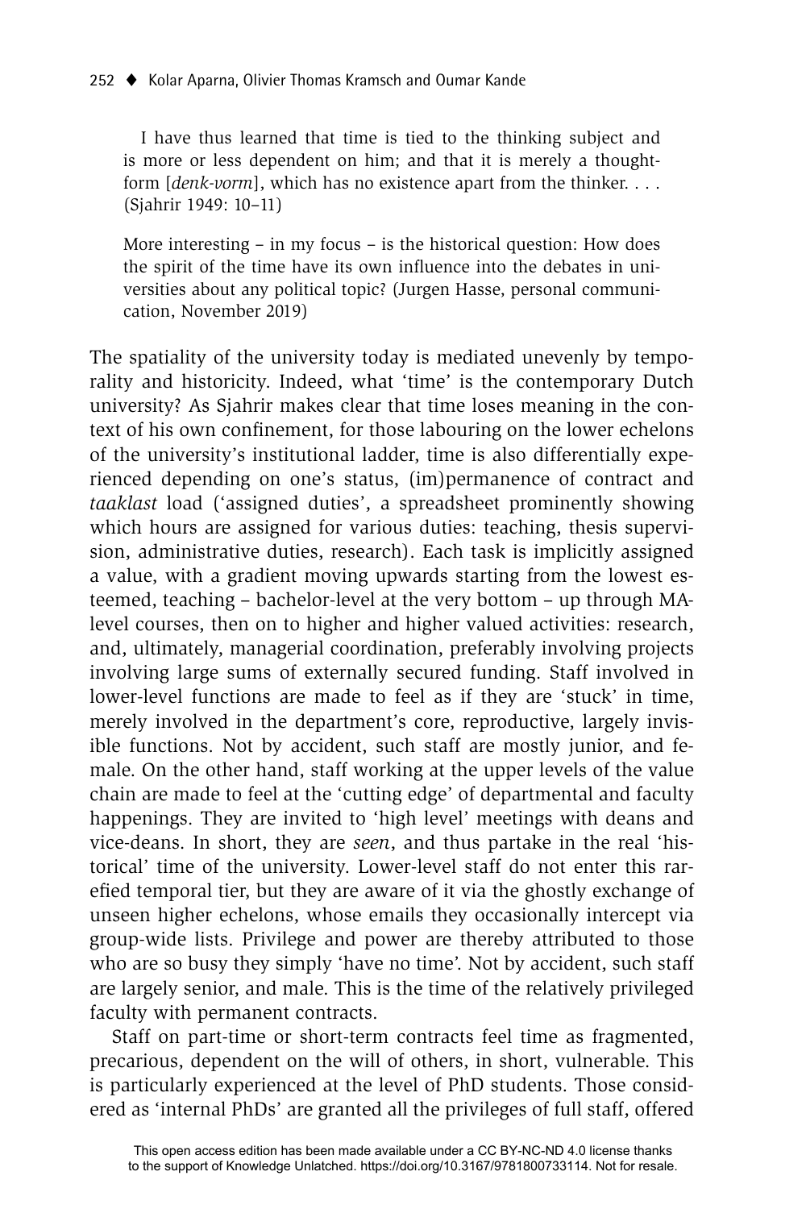> I have thus learned that time is tied to the thinking subject and is more or less dependent on him; and that it is merely a thought-form [*denk-vorm*], which has no existence apart from the thinker. . . . (Sjahrir 1949: 10–11)

> More interesting – in my focus – is the historical question: How does the spirit of the time have its own influence into the debates in universities about any political topic? (Jurgen Hasse, personal communication, November 2019)

The spatiality of the university today is mediated unevenly by temporality and historicity. Indeed, what 'time' is the contemporary Dutch university? As Sjahrir makes clear that time loses meaning in the context of his own confinement, for those labouring on the lower echelons of the university's institutional ladder, time is also differentially experienced depending on one's status, (im)permanence of contract and *taaklast* load ('assigned duties', a spreadsheet prominently showing which hours are assigned for various duties: teaching, thesis supervision, administrative duties, research). Each task is implicitly assigned a value, with a gradient moving upwards starting from the lowest esteemed, teaching – bachelor-level at the very bottom – up through MA-level courses, then on to higher and higher valued activities: research, and, ultimately, managerial coordination, preferably involving projects involving large sums of externally secured funding. Staff involved in lower-level functions are made to feel as if they are 'stuck' in time, merely involved in the department's core, reproductive, largely invisible functions. Not by accident, such staff are mostly junior, and female. On the other hand, staff working at the upper levels of the value chain are made to feel at the 'cutting edge' of departmental and faculty happenings. They are invited to 'high level' meetings with deans and vice-deans. In short, they are *seen*, and thus partake in the real 'historical' time of the university. Lower-level staff do not enter this rarefied temporal tier, but they are aware of it via the ghostly exchange of unseen higher echelons, whose emails they occasionally intercept via group-wide lists. Privilege and power are thereby attributed to those who are so busy they simply 'have no time'. Not by accident, such staff are largely senior, and male. This is the time of the relatively privileged faculty with permanent contracts.

Staff on part-time or short-term contracts feel time as fragmented, precarious, dependent on the will of others, in short, vulnerable. This is particularly experienced at the level of PhD students. Those considered as 'internal PhDs' are granted all the privileges of full staff, offered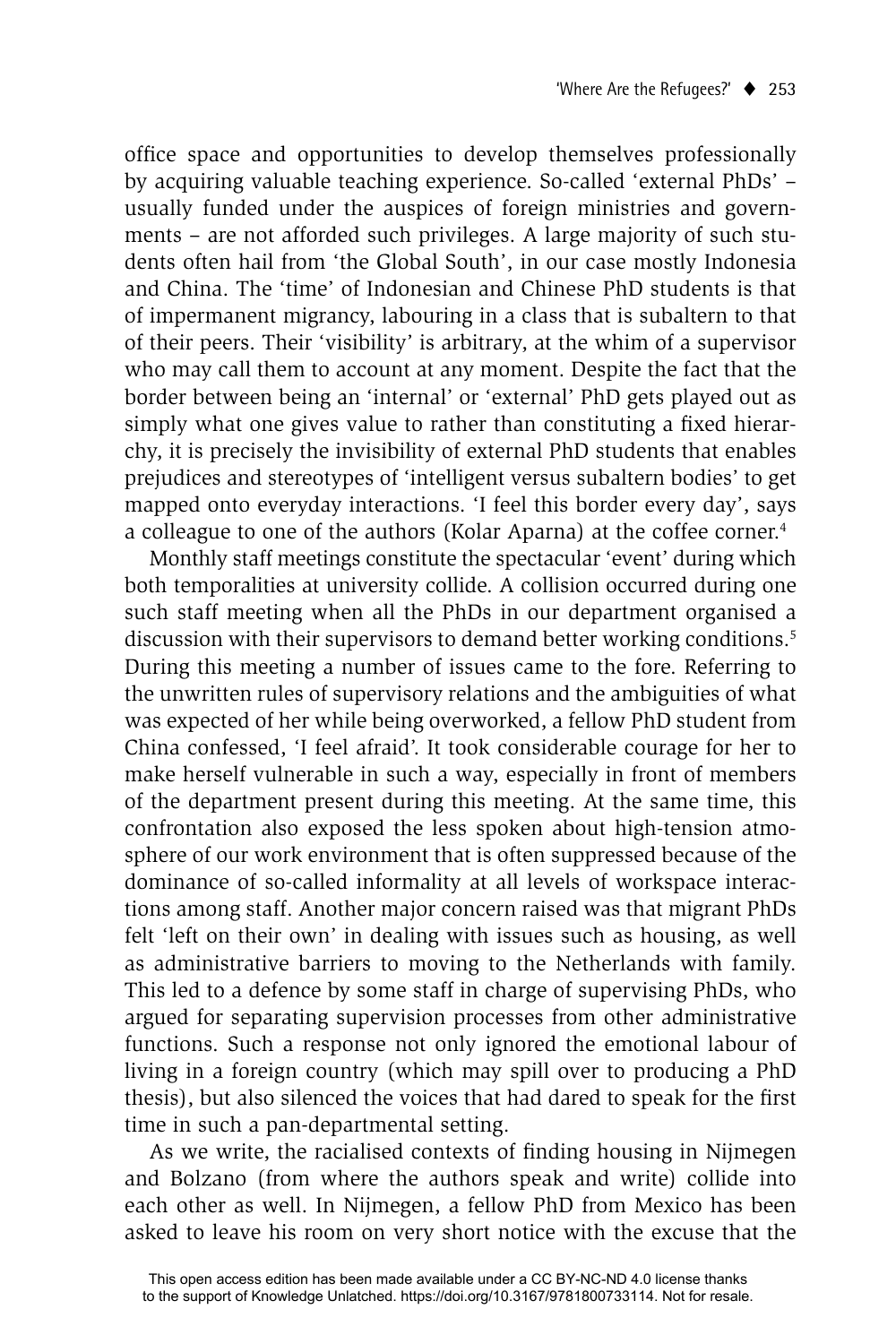office space and opportunities to develop themselves professionally by acquiring valuable teaching experience. So-called 'external PhDs' – usually funded under the auspices of foreign ministries and governments – are not afforded such privileges. A large majority of such students often hail from 'the Global South', in our case mostly Indonesia and China. The 'time' of Indonesian and Chinese PhD students is that of impermanent migrancy, labouring in a class that is subaltern to that of their peers. Their 'visibility' is arbitrary, at the whim of a supervisor who may call them to account at any moment. Despite the fact that the border between being an 'internal' or 'external' PhD gets played out as simply what one gives value to rather than constituting a fixed hierarchy, it is precisely the invisibility of external PhD students that enables prejudices and stereotypes of 'intelligent versus subaltern bodies' to get mapped onto everyday interactions. 'I feel this border every day', says a colleague to one of the authors (Kolar Aparna) at the coffee corner.[4]

Monthly staff meetings constitute the spectacular 'event' during which both temporalities at university collide. A collision occurred during one such staff meeting when all the PhDs in our department organised a discussion with their supervisors to demand better working conditions.[5] During this meeting a number of issues came to the fore. Referring to the unwritten rules of supervisory relations and the ambiguities of what was expected of her while being overworked, a fellow PhD student from China confessed, 'I feel afraid'. It took considerable courage for her to make herself vulnerable in such a way, especially in front of members of the department present during this meeting. At the same time, this confrontation also exposed the less spoken about high-tension atmosphere of our work environment that is often suppressed because of the dominance of so-called informality at all levels of workspace interactions among staff. Another major concern raised was that migrant PhDs felt 'left on their own' in dealing with issues such as housing, as well as administrative barriers to moving to the Netherlands with family. This led to a defence by some staff in charge of supervising PhDs, who argued for separating supervision processes from other administrative functions. Such a response not only ignored the emotional labour of living in a foreign country (which may spill over to producing a PhD thesis), but also silenced the voices that had dared to speak for the first time in such a pan-departmental setting.

As we write, the racialised contexts of finding housing in Nijmegen and Bolzano (from where the authors speak and write) collide into each other as well. In Nijmegen, a fellow PhD from Mexico has been asked to leave his room on very short notice with the excuse that the

This open access edition has been made available under a CC BY-NC-ND 4.0 license thanks to the support of Knowledge Unlatched. https://doi.org/10.3167/9781800733114. Not for resale.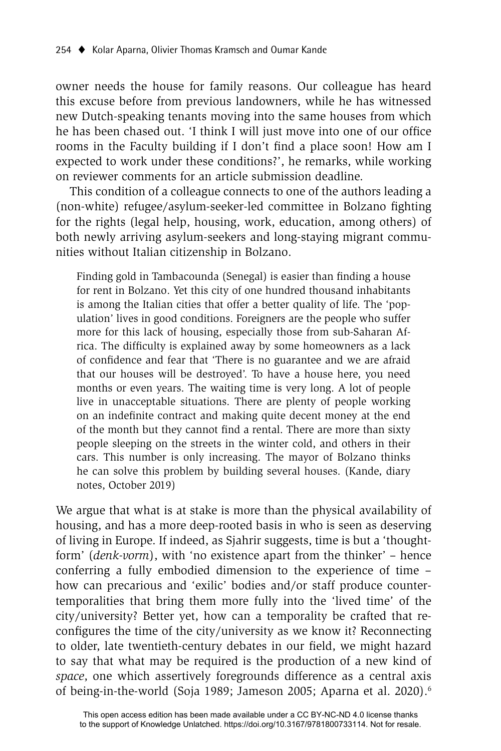owner needs the house for family reasons. Our colleague has heard this excuse before from previous landowners, while he has witnessed new Dutch-speaking tenants moving into the same houses from which he has been chased out. 'I think I will just move into one of our office rooms in the Faculty building if I don't find a place soon! How am I expected to work under these conditions?', he remarks, while working on reviewer comments for an article submission deadline.

This condition of a colleague connects to one of the authors leading a (non-white) refugee/asylum-seeker-led committee in Bolzano fighting for the rights (legal help, housing, work, education, among others) of both newly arriving asylum-seekers and long-staying migrant communities without Italian citizenship in Bolzano.

> Finding gold in Tambacounda (Senegal) is easier than finding a house for rent in Bolzano. Yet this city of one hundred thousand inhabitants is among the Italian cities that offer a better quality of life. The 'population' lives in good conditions. Foreigners are the people who suffer more for this lack of housing, especially those from sub-Saharan Africa. The difficulty is explained away by some homeowners as a lack of confidence and fear that 'There is no guarantee and we are afraid that our houses will be destroyed'. To have a house here, you need months or even years. The waiting time is very long. A lot of people live in unacceptable situations. There are plenty of people working on an indefinite contract and making quite decent money at the end of the month but they cannot find a rental. There are more than sixty people sleeping on the streets in the winter cold, and others in their cars. This number is only increasing. The mayor of Bolzano thinks he can solve this problem by building several houses. (Kande, diary notes, October 2019)

We argue that what is at stake is more than the physical availability of housing, and has a more deep-rooted basis in who is seen as deserving of living in Europe. If indeed, as Sjahrir suggests, time is but a 'thought-form' (*denk-vorm*), with 'no existence apart from the thinker' – hence conferring a fully embodied dimension to the experience of time – how can precarious and 'exilic' bodies and/or staff produce counter-temporalities that bring them more fully into the 'lived time' of the city/university? Better yet, how can a temporality be crafted that reconfigures the time of the city/university as we know it? Reconnecting to older, late twentieth-century debates in our field, we might hazard to say that what may be required is the production of a new kind of *space*, one which assertively foregrounds difference as a central axis of being-in-the-world (Soja 1989; Jameson 2005; Aparna et al. 2020).[6]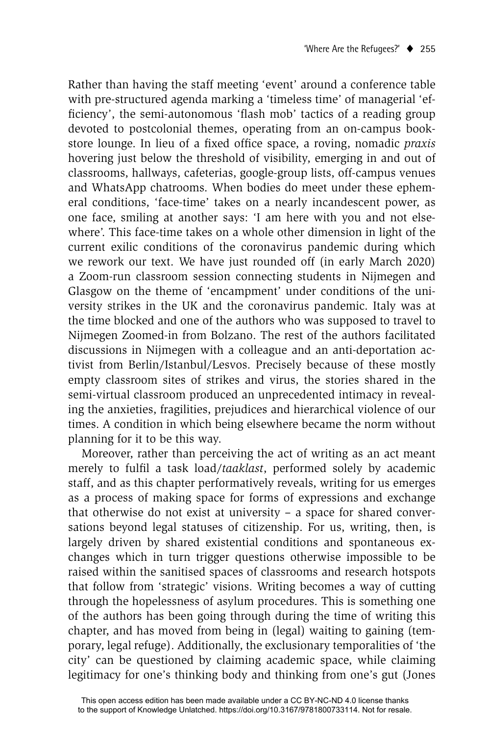Rather than having the staff meeting 'event' around a conference table with pre-structured agenda marking a 'timeless time' of managerial 'efficiency', the semi-autonomous 'flash mob' tactics of a reading group devoted to postcolonial themes, operating from an on-campus bookstore lounge. In lieu of a fixed office space, a roving, nomadic *praxis* hovering just below the threshold of visibility, emerging in and out of classrooms, hallways, cafeterias, google-group lists, off-campus venues and WhatsApp chatrooms. When bodies do meet under these ephemeral conditions, 'face-time' takes on a nearly incandescent power, as one face, smiling at another says: 'I am here with you and not elsewhere'. This face-time takes on a whole other dimension in light of the current exilic conditions of the coronavirus pandemic during which we rework our text. We have just rounded off (in early March 2020) a Zoom-run classroom session connecting students in Nijmegen and Glasgow on the theme of 'encampment' under conditions of the university strikes in the UK and the coronavirus pandemic. Italy was at the time blocked and one of the authors who was supposed to travel to Nijmegen Zoomed-in from Bolzano. The rest of the authors facilitated discussions in Nijmegen with a colleague and an anti-deportation activist from Berlin/Istanbul/Lesvos. Precisely because of these mostly empty classroom sites of strikes and virus, the stories shared in the semi-virtual classroom produced an unprecedented intimacy in revealing the anxieties, fragilities, prejudices and hierarchical violence of our times. A condition in which being elsewhere became the norm without planning for it to be this way.

Moreover, rather than perceiving the act of writing as an act meant merely to fulfil a task load/*taaklast*, performed solely by academic staff, and as this chapter performatively reveals, writing for us emerges as a process of making space for forms of expressions and exchange that otherwise do not exist at university – a space for shared conversations beyond legal statuses of citizenship. For us, writing, then, is largely driven by shared existential conditions and spontaneous exchanges which in turn trigger questions otherwise impossible to be raised within the sanitised spaces of classrooms and research hotspots that follow from 'strategic' visions. Writing becomes a way of cutting through the hopelessness of asylum procedures. This is something one of the authors has been going through during the time of writing this chapter, and has moved from being in (legal) waiting to gaining (temporary, legal refuge). Additionally, the exclusionary temporalities of 'the city' can be questioned by claiming academic space, while claiming legitimacy for one's thinking body and thinking from one's gut (Jones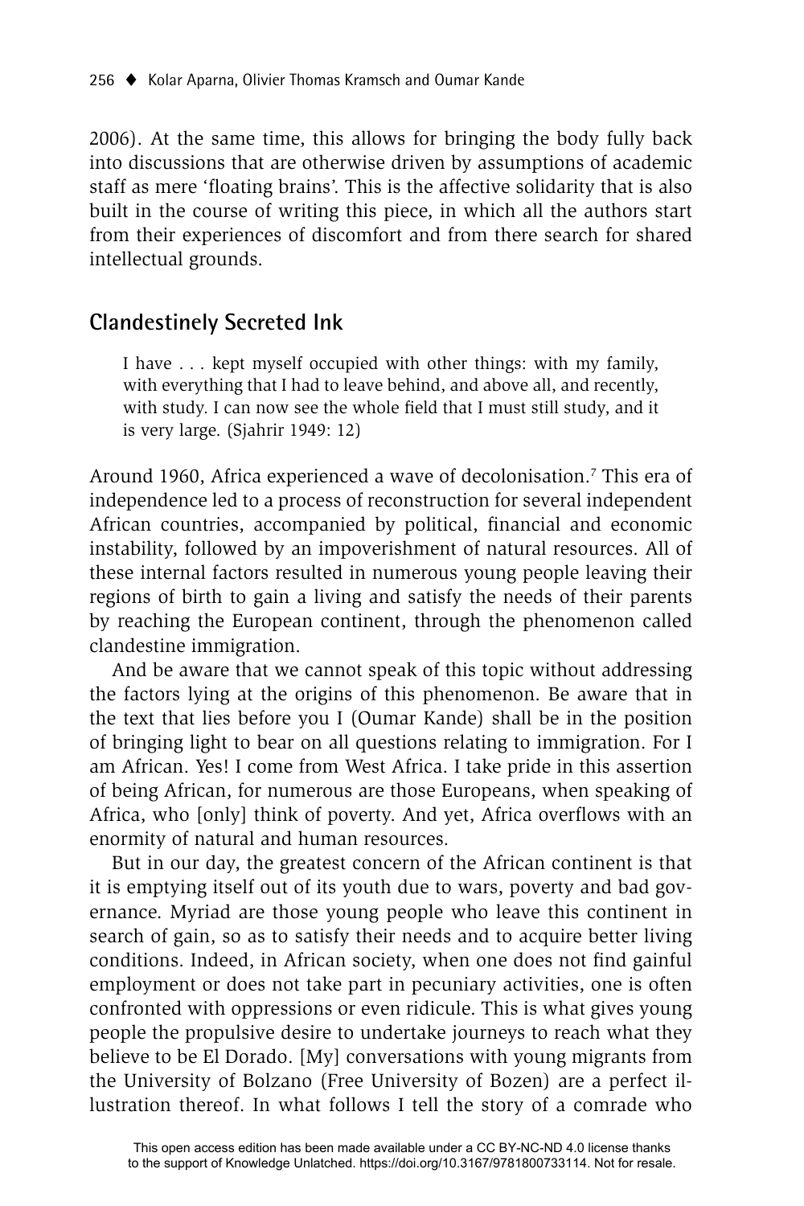2006). At the same time, this allows for bringing the body fully back into discussions that are otherwise driven by assumptions of academic staff as mere 'floating brains'. This is the affective solidarity that is also built in the course of writing this piece, in which all the authors start from their experiences of discomfort and from there search for shared intellectual grounds.

## Clandestinely Secreted Ink

> I have . . . kept myself occupied with other things: with my family, with everything that I had to leave behind, and above all, and recently, with study. I can now see the whole field that I must still study, and it is very large. (Sjahrir 1949: 12)

Around 1960, Africa experienced a wave of decolonisation.[7] This era of independence led to a process of reconstruction for several independent African countries, accompanied by political, financial and economic instability, followed by an impoverishment of natural resources. All of these internal factors resulted in numerous young people leaving their regions of birth to gain a living and satisfy the needs of their parents by reaching the European continent, through the phenomenon called clandestine immigration.

And be aware that we cannot speak of this topic without addressing the factors lying at the origins of this phenomenon. Be aware that in the text that lies before you I (Oumar Kande) shall be in the position of bringing light to bear on all questions relating to immigration. For I am African. Yes! I come from West Africa. I take pride in this assertion of being African, for numerous are those Europeans, when speaking of Africa, who [only] think of poverty. And yet, Africa overflows with an enormity of natural and human resources.

But in our day, the greatest concern of the African continent is that it is emptying itself out of its youth due to wars, poverty and bad governance. Myriad are those young people who leave this continent in search of gain, so as to satisfy their needs and to acquire better living conditions. Indeed, in African society, when one does not find gainful employment or does not take part in pecuniary activities, one is often confronted with oppressions or even ridicule. This is what gives young people the propulsive desire to undertake journeys to reach what they believe to be El Dorado. [My] conversations with young migrants from the University of Bolzano (Free University of Bozen) are a perfect illustration thereof. In what follows I tell the story of a comrade who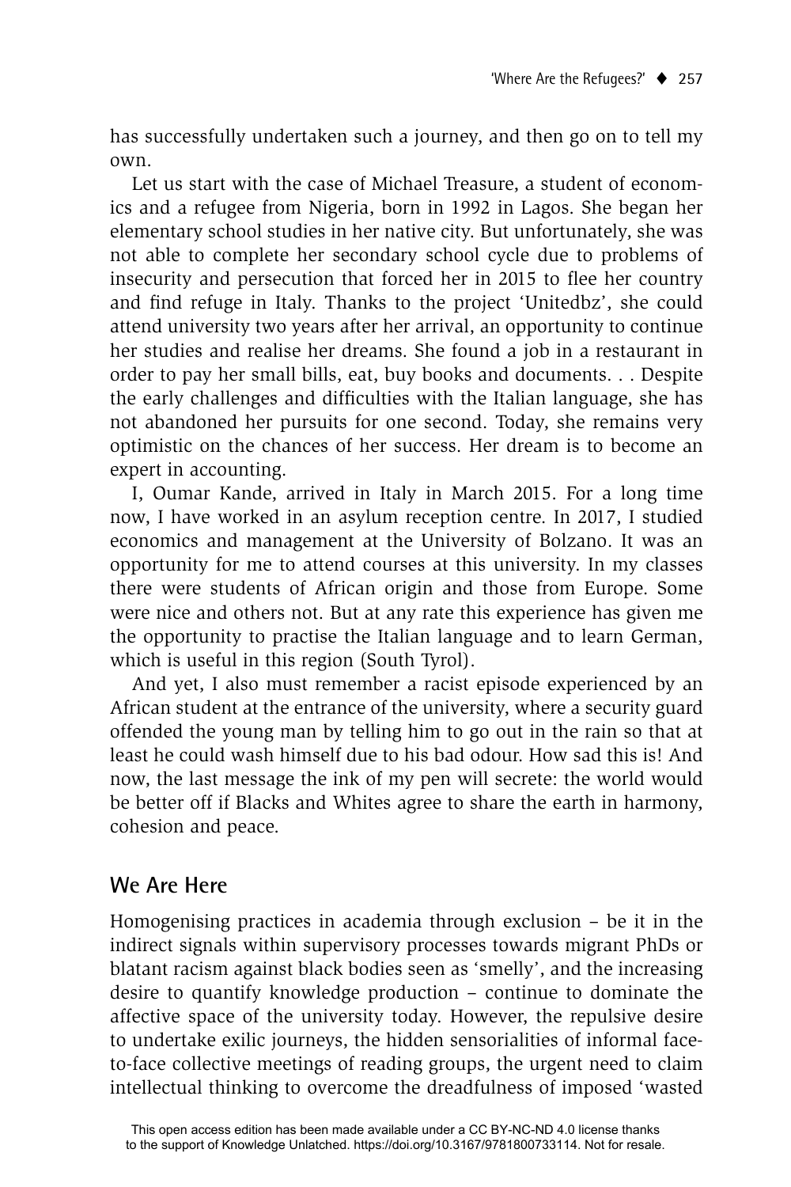has successfully undertaken such a journey, and then go on to tell my own.

Let us start with the case of Michael Treasure, a student of economics and a refugee from Nigeria, born in 1992 in Lagos. She began her elementary school studies in her native city. But unfortunately, she was not able to complete her secondary school cycle due to problems of insecurity and persecution that forced her in 2015 to flee her country and find refuge in Italy. Thanks to the project 'Unitedbz', she could attend university two years after her arrival, an opportunity to continue her studies and realise her dreams. She found a job in a restaurant in order to pay her small bills, eat, buy books and documents. . . Despite the early challenges and difficulties with the Italian language, she has not abandoned her pursuits for one second. Today, she remains very optimistic on the chances of her success. Her dream is to become an expert in accounting.

I, Oumar Kande, arrived in Italy in March 2015. For a long time now, I have worked in an asylum reception centre. In 2017, I studied economics and management at the University of Bolzano. It was an opportunity for me to attend courses at this university. In my classes there were students of African origin and those from Europe. Some were nice and others not. But at any rate this experience has given me the opportunity to practise the Italian language and to learn German, which is useful in this region (South Tyrol).

And yet, I also must remember a racist episode experienced by an African student at the entrance of the university, where a security guard offended the young man by telling him to go out in the rain so that at least he could wash himself due to his bad odour. How sad this is! And now, the last message the ink of my pen will secrete: the world would be better off if Blacks and Whites agree to share the earth in harmony, cohesion and peace.

## We Are Here

Homogenising practices in academia through exclusion – be it in the indirect signals within supervisory processes towards migrant PhDs or blatant racism against black bodies seen as 'smelly', and the increasing desire to quantify knowledge production – continue to dominate the affective space of the university today. However, the repulsive desire to undertake exilic journeys, the hidden sensorialities of informal face-to-face collective meetings of reading groups, the urgent need to claim intellectual thinking to overcome the dreadfulness of imposed 'wasted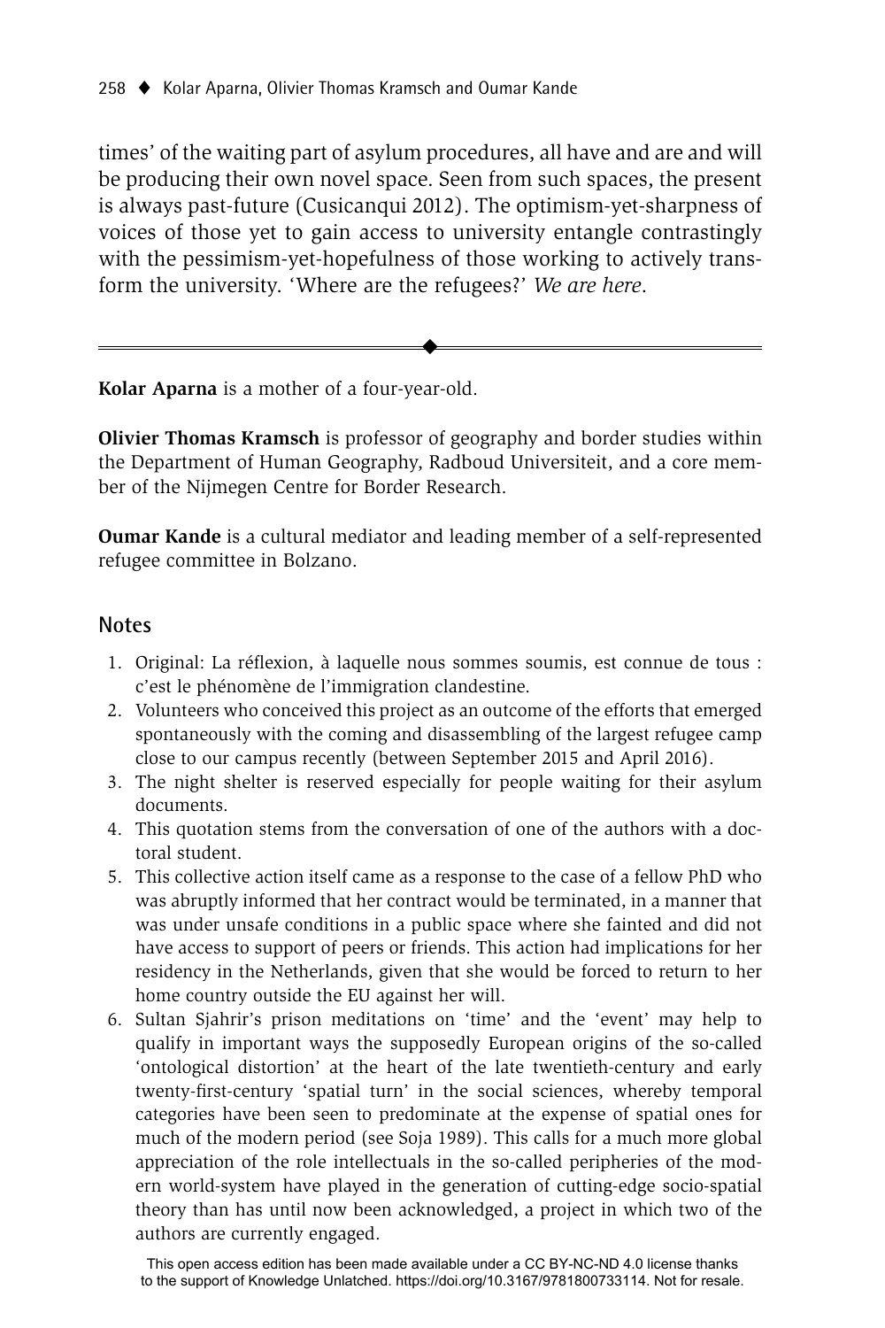times' of the waiting part of asylum procedures, all have and are and will be producing their own novel space. Seen from such spaces, the present is always past-future (Cusicanqui 2012). The optimism-yet-sharpness of voices of those yet to gain access to university entangle contrastingly with the pessimism-yet-hopefulness of those working to actively transform the university. 'Where are the refugees?' *We are here*.

---

**Kolar Aparna** is a mother of a four-year-old.

**Olivier Thomas Kramsch** is professor of geography and border studies within the Department of Human Geography, Radboud Universiteit, and a core member of the Nijmegen Centre for Border Research.

**Oumar Kande** is a cultural mediator and leading member of a self-represented refugee committee in Bolzano.

## Notes

1. Original: La réflexion, à laquelle nous sommes soumis, est connue de tous : c'est le phénomène de l'immigration clandestine.
2. Volunteers who conceived this project as an outcome of the efforts that emerged spontaneously with the coming and disassembling of the largest refugee camp close to our campus recently (between September 2015 and April 2016).
3. The night shelter is reserved especially for people waiting for their asylum documents.
4. This quotation stems from the conversation of one of the authors with a doctoral student.
5. This collective action itself came as a response to the case of a fellow PhD who was abruptly informed that her contract would be terminated, in a manner that was under unsafe conditions in a public space where she fainted and did not have access to support of peers or friends. This action had implications for her residency in the Netherlands, given that she would be forced to return to her home country outside the EU against her will.
6. Sultan Sjahrir's prison meditations on 'time' and the 'event' may help to qualify in important ways the supposedly European origins of the so-called 'ontological distortion' at the heart of the late twentieth-century and early twenty-first-century 'spatial turn' in the social sciences, whereby temporal categories have been seen to predominate at the expense of spatial ones for much of the modern period (see Soja 1989). This calls for a much more global appreciation of the role intellectuals in the so-called peripheries of the modern world-system have played in the generation of cutting-edge socio-spatial theory than has until now been acknowledged, a project in which two of the authors are currently engaged.

This open access edition has been made available under a CC BY-NC-ND 4.0 license thanks to the support of Knowledge Unlatched. https://doi.org/10.3167/9781800733114. Not for resale.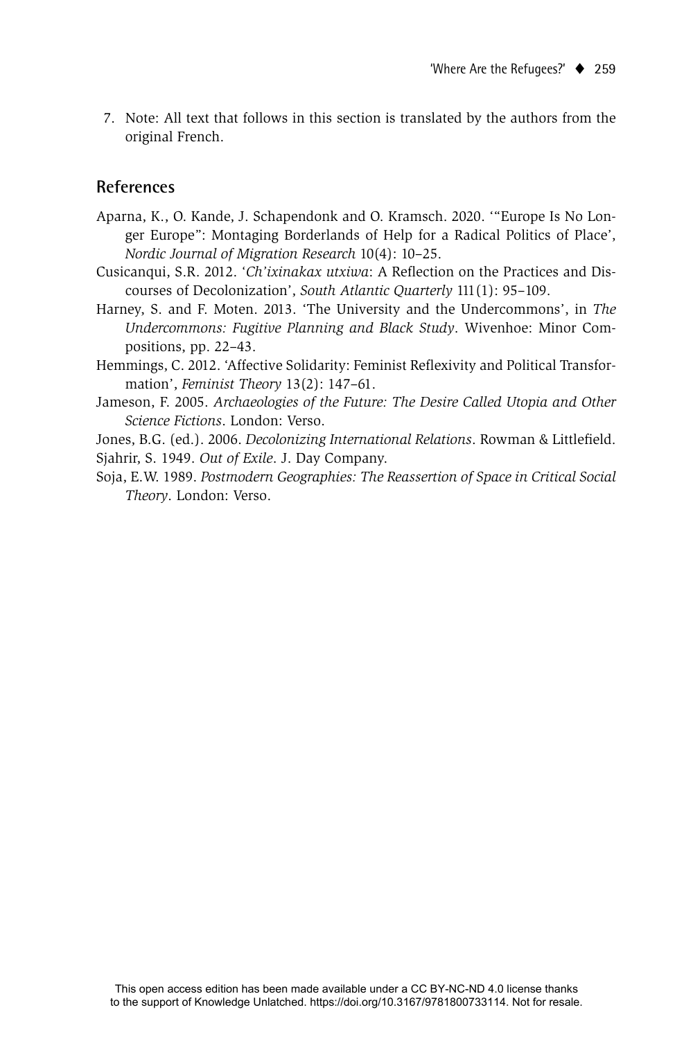7. Note: All text that follows in this section is translated by the authors from the original French.

## References

Aparna, K., O. Kande, J. Schapendonk and O. Kramsch. 2020. '"Europe Is No Longer Europe": Montaging Borderlands of Help for a Radical Politics of Place', *Nordic Journal of Migration Research* 10(4): 10–25.

Cusicanqui, S.R. 2012. '*Ch'ixinakax utxiwa*: A Reflection on the Practices and Discourses of Decolonization', *South Atlantic Quarterly* 111(1): 95–109.

Harney, S. and F. Moten. 2013. 'The University and the Undercommons', in *The Undercommons: Fugitive Planning and Black Study*. Wivenhoe: Minor Compositions, pp. 22–43.

Hemmings, C. 2012. 'Affective Solidarity: Feminist Reflexivity and Political Transformation', *Feminist Theory* 13(2): 147–61.

Jameson, F. 2005. *Archaeologies of the Future: The Desire Called Utopia and Other Science Fictions*. London: Verso.

Jones, B.G. (ed.). 2006. *Decolonizing International Relations*. Rowman & Littlefield.

Sjahrir, S. 1949. *Out of Exile*. J. Day Company.

Soja, E.W. 1989. *Postmodern Geographies: The Reassertion of Space in Critical Social Theory*. London: Verso.

This open access edition has been made available under a CC BY-NC-ND 4.0 license thanks to the support of Knowledge Unlatched. https://doi.org/10.3167/9781800733114. Not for resale.